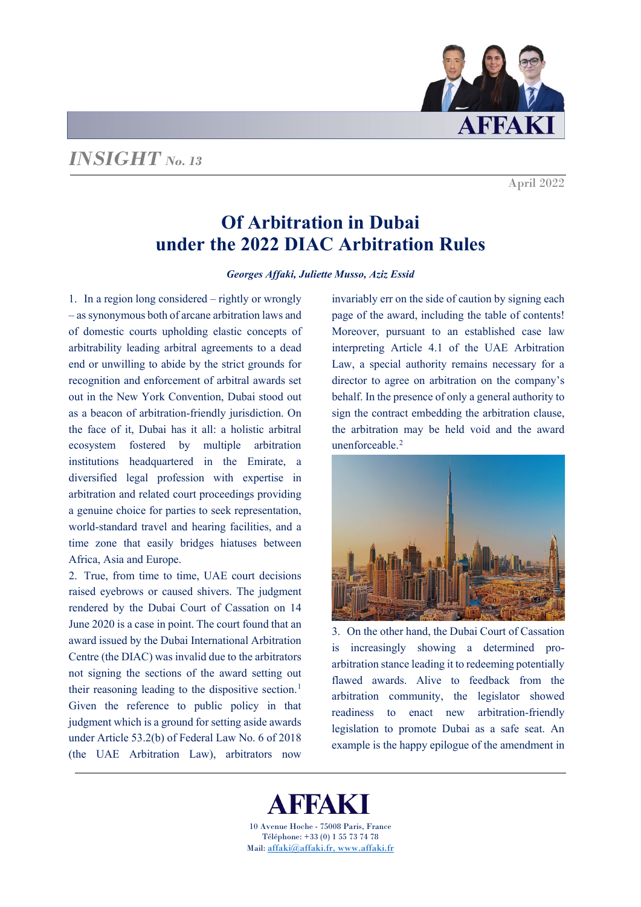*INSIGHT No. 13*

April 2022

# Of Arbitration in Dubai under the 2022 DIAC Arbitration Rules

***Georges Affaki, Juliette Musso, Aziz Essid***

1. In a region long considered – rightly or wrongly – as synonymous both of arcane arbitration laws and of domestic courts upholding elastic concepts of arbitrability leading arbitral agreements to a dead end or unwilling to abide by the strict grounds for recognition and enforcement of arbitral awards set out in the New York Convention, Dubai stood out as a beacon of arbitration-friendly jurisdiction. On the face of it, Dubai has it all: a holistic arbitral ecosystem fostered by multiple arbitration institutions headquartered in the Emirate, a diversified legal profession with expertise in arbitration and related court proceedings providing a genuine choice for parties to seek representation, world-standard travel and hearing facilities, and a time zone that easily bridges hiatuses between Africa, Asia and Europe.

2. True, from time to time, UAE court decisions raised eyebrows or caused shivers. The judgment rendered by the Dubai Court of Cassation on 14 June 2020 is a case in point. The court found that an award issued by the Dubai International Arbitration Centre (the DIAC) was invalid due to the arbitrators not signing the sections of the award setting out their reasoning leading to the dispositive section.[1] Given the reference to public policy in that judgment which is a ground for setting aside awards under Article 53.2(b) of Federal Law No. 6 of 2018 (the UAE Arbitration Law), arbitrators now invariably err on the side of caution by signing each page of the award, including the table of contents! Moreover, pursuant to an established case law interpreting Article 4.1 of the UAE Arbitration Law, a special authority remains necessary for a director to agree on arbitration on the company's behalf. In the presence of only a general authority to sign the contract embedding the arbitration clause, the arbitration may be held void and the award unenforceable.[2]

3. On the other hand, the Dubai Court of Cassation is increasingly showing a determined pro-arbitration stance leading it to redeeming potentially flawed awards. Alive to feedback from the arbitration community, the legislator showed readiness to enact new arbitration-friendly legislation to promote Dubai as a safe seat. An example is the happy epilogue of the amendment in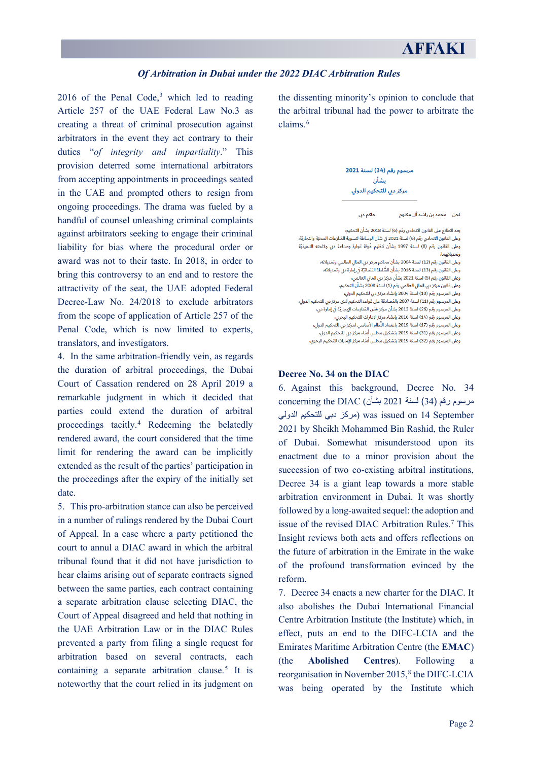2016 of the Penal Code,[3] which led to reading Article 257 of the UAE Federal Law No.3 as creating a threat of criminal prosecution against arbitrators in the event they act contrary to their duties "*of integrity and impartiality*." This provision deterred some international arbitrators from accepting appointments in proceedings seated in the UAE and prompted others to resign from ongoing proceedings. The drama was fueled by a handful of counsel unleashing criminal complaints against arbitrators seeking to engage their criminal liability for bias where the procedural order or award was not to their taste. In 2018, in order to bring this controversy to an end and to restore the attractivity of the seat, the UAE adopted Federal Decree-Law No. 24/2018 to exclude arbitrators from the scope of application of Article 257 of the Penal Code, which is now limited to experts, translators, and investigators.

4. In the same arbitration-friendly vein, as regards the duration of arbitral proceedings, the Dubai Court of Cassation rendered on 28 April 2019 a remarkable judgment in which it decided that parties could extend the duration of arbitral proceedings tacitly.[4] Redeeming the belatedly rendered award, the court considered that the time limit for rendering the award can be implicitly extended as the result of the parties' participation in the proceedings after the expiry of the initially set date.

5. This pro-arbitration stance can also be perceived in a number of rulings rendered by the Dubai Court of Appeal. In a case where a party petitioned the court to annul a DIAC award in which the arbitral tribunal found that it did not have jurisdiction to hear claims arising out of separate contracts signed between the same parties, each contract containing a separate arbitration clause selecting DIAC, the Court of Appeal disagreed and held that nothing in the UAE Arbitration Law or in the DIAC Rules prevented a party from filing a single request for arbitration based on several contracts, each containing a separate arbitration clause.[5] It is noteworthy that the court relied in its judgment on the dissenting minority's opinion to conclude that the arbitral tribunal had the power to arbitrate the claims.[6]

مرسوم رقم (34) لسنة 2021
بشأن
مركز دبي للتحكيم الدولي

نحن محمد بن راشد آل مكتوم حاكم دبي

بعد الاطلاع على القانون الاتحادي رقم (6) لسنة 2018 بشأن التحكيم،
وعلى القانون الاتحادي رقم (6) لسنة 2021 في شأن الوساطة لتسوية المُنازعات المدنية والتجاريّة،
وعلى القانون رقم (8) لسنة 1997 بشأن تنظيم غُرفة تجارة وصناعة دبي ولائحته التنفيذيّة وتعديلاتهما،
وعلى القانون رقم (12) لسنة 2004 بشأن محاكم مركز دبي المالي العالمي وتعديلاته،
وعلى القانون رقم (13) لسنة 2016 بشأن السُّلطة القضائيّة في إمارة دبي وتعديلاته،
وعلى القانون رقم (5) لسنة 2021 بشأن مركز دبي المالي العالمي،
وعلى قانون مركز دبي المالي العالمي رقم (1) لسنة 2008 بشأن التحكيم،
وعلى المرسوم رقم (10) لسنة 2004 بإنشاء مركز دبي للتحكيم الدولي،
وعلى المرسوم رقم (11) لسنة 2007 بالمُصادقة على قواعد التحكيم لدى مركز دبي للتحكيم الدولي،
وعلى المرسوم رقم (26) لسنة 2013 بشأن مركز فض المُنازعات الإيجاريّة في إمارة دبي،
وعلى المرسوم رقم (14) لسنة 2016 بإنشاء مركز الإمارات للتحكيم البحري،
وعلى المرسوم رقم (17) لسنة 2019 باعتماد النِّظام الأساسي لمركز دبي للتحكيم الدولي،
وعلى المرسوم رقم (31) لسنة 2019 بتشكيل مجلس أمناء مركز دبي للتحكيم الدولي،
وعلى المرسوم رقم (32) لسنة 2019 بتشكيل مجلس أمناء مركز الإمارات للتحكيم البحري،

### Decree No. 34 on the DIAC

6. Against this background, Decree No. 34 concerning the DIAC (مرسوم رقم (34) لسنة 2021 بشأن مركز دبي للتحكيم الدولي) was issued on 14 September 2021 by Sheikh Mohammed Bin Rashid, the Ruler of Dubai. Somewhat misunderstood upon its enactment due to a minor provision about the succession of two co-existing arbitral institutions, Decree 34 is a giant leap towards a more stable arbitration environment in Dubai. It was shortly followed by a long-awaited sequel: the adoption and issue of the revised DIAC Arbitration Rules.[7] This Insight reviews both acts and offers reflections on the future of arbitration in the Emirate in the wake of the profound transformation evinced by the reform.

7. Decree 34 enacts a new charter for the DIAC. It also abolishes the Dubai International Financial Centre Arbitration Institute (the Institute) which, in effect, puts an end to the DIFC-LCIA and the Emirates Maritime Arbitration Centre (the **EMAC**) (the **Abolished Centres**). Following a reorganisation in November 2015,[8] the DIFC-LCIA was being operated by the Institute which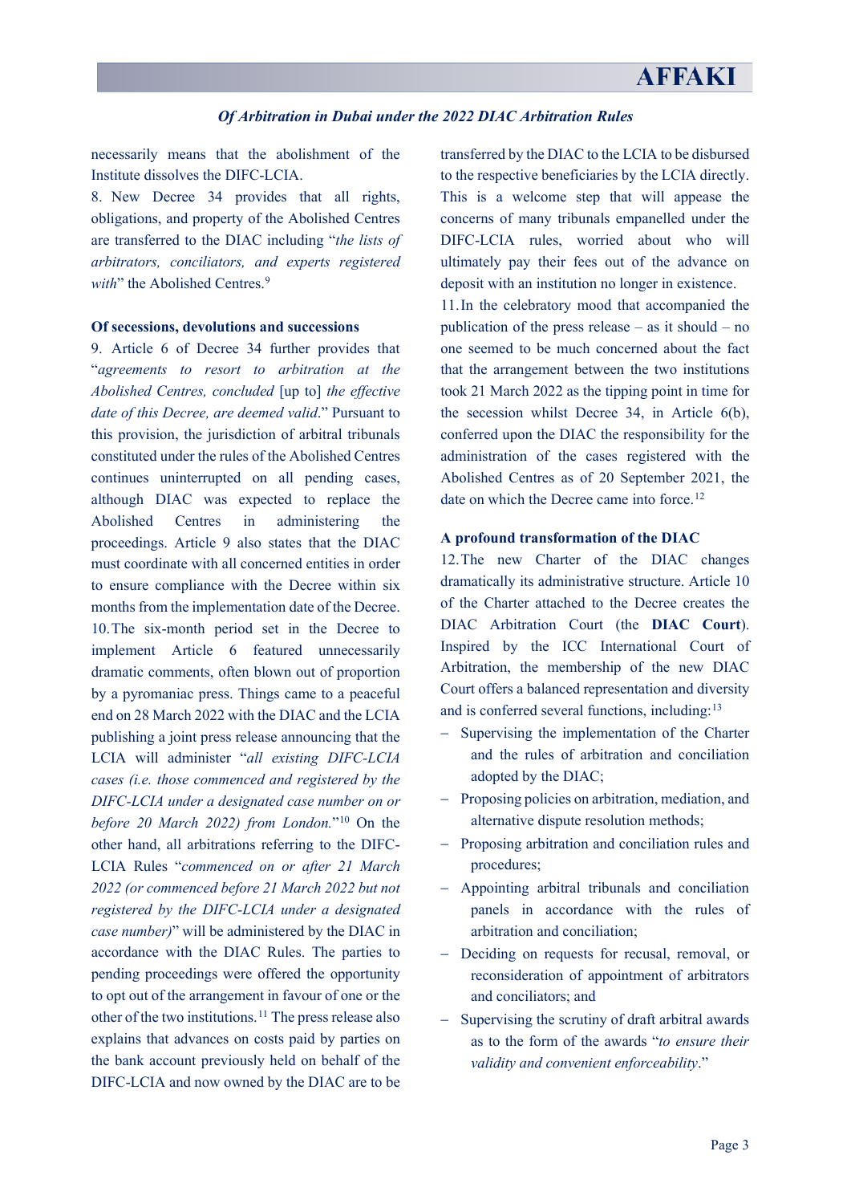necessarily means that the abolishment of the Institute dissolves the DIFC-LCIA.

8. New Decree 34 provides that all rights, obligations, and property of the Abolished Centres are transferred to the DIAC including "*the lists of arbitrators, conciliators, and experts registered with*" the Abolished Centres.[9]

**Of secessions, devolutions and successions**

9. Article 6 of Decree 34 further provides that "*agreements to resort to arbitration at the Abolished Centres, concluded* [up to] *the effective date of this Decree, are deemed valid*." Pursuant to this provision, the jurisdiction of arbitral tribunals constituted under the rules of the Abolished Centres continues uninterrupted on all pending cases, although DIAC was expected to replace the Abolished Centres in administering the proceedings. Article 9 also states that the DIAC must coordinate with all concerned entities in order to ensure compliance with the Decree within six months from the implementation date of the Decree.

10. The six-month period set in the Decree to implement Article 6 featured unnecessarily dramatic comments, often blown out of proportion by a pyromaniac press. Things came to a peaceful end on 28 March 2022 with the DIAC and the LCIA publishing a joint press release announcing that the LCIA will administer "*all existing DIFC-LCIA cases (i.e. those commenced and registered by the DIFC-LCIA under a designated case number on or before 20 March 2022) from London.*"[10] On the other hand, all arbitrations referring to the DIFC-LCIA Rules "*commenced on or after 21 March 2022 (or commenced before 21 March 2022 but not registered by the DIFC-LCIA under a designated case number)*" will be administered by the DIAC in accordance with the DIAC Rules. The parties to pending proceedings were offered the opportunity to opt out of the arrangement in favour of one or the other of the two institutions.[11] The press release also explains that advances on costs paid by parties on the bank account previously held on behalf of the DIFC-LCIA and now owned by the DIAC are to be transferred by the DIAC to the LCIA to be disbursed to the respective beneficiaries by the LCIA directly. This is a welcome step that will appease the concerns of many tribunals empanelled under the DIFC-LCIA rules, worried about who will ultimately pay their fees out of the advance on deposit with an institution no longer in existence.

11. In the celebratory mood that accompanied the publication of the press release – as it should – no one seemed to be much concerned about the fact that the arrangement between the two institutions took 21 March 2022 as the tipping point in time for the secession whilst Decree 34, in Article 6(b), conferred upon the DIAC the responsibility for the administration of the cases registered with the Abolished Centres as of 20 September 2021, the date on which the Decree came into force.[12]

**A profound transformation of the DIAC**

12. The new Charter of the DIAC changes dramatically its administrative structure. Article 10 of the Charter attached to the Decree creates the DIAC Arbitration Court (the **DIAC Court**). Inspired by the ICC International Court of Arbitration, the membership of the new DIAC Court offers a balanced representation and diversity and is conferred several functions, including:[13]

- Supervising the implementation of the Charter and the rules of arbitration and conciliation adopted by the DIAC;
- Proposing policies on arbitration, mediation, and alternative dispute resolution methods;
- Proposing arbitration and conciliation rules and procedures;
- Appointing arbitral tribunals and conciliation panels in accordance with the rules of arbitration and conciliation;
- Deciding on requests for recusal, removal, or reconsideration of appointment of arbitrators and conciliators; and
- Supervising the scrutiny of draft arbitral awards as to the form of the awards "*to ensure their validity and convenient enforceability*."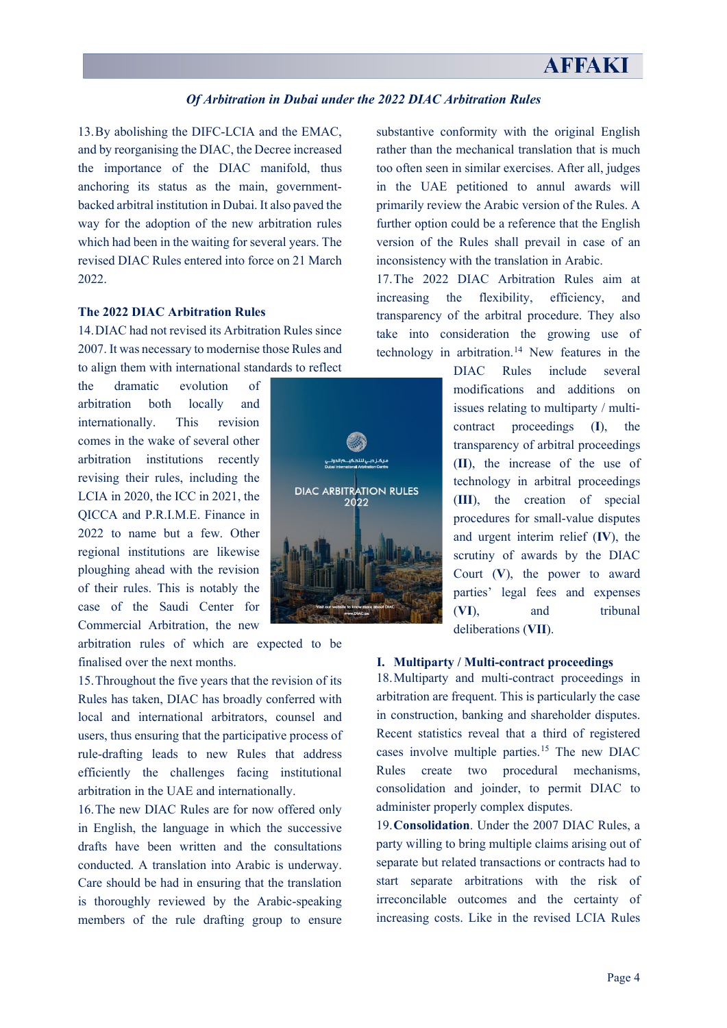13. By abolishing the DIFC-LCIA and the EMAC, and by reorganising the DIAC, the Decree increased the importance of the DIAC manifold, thus anchoring its status as the main, government-backed arbitral institution in Dubai. It also paved the way for the adoption of the new arbitration rules which had been in the waiting for several years. The revised DIAC Rules entered into force on 21 March 2022.

### The 2022 DIAC Arbitration Rules

14. DIAC had not revised its Arbitration Rules since 2007. It was necessary to modernise those Rules and to align them with international standards to reflect the dramatic evolution of arbitration both locally and internationally. This revision comes in the wake of several other arbitration institutions recently revising their rules, including the LCIA in 2020, the ICC in 2021, the QICCA and P.R.I.M.E. Finance in 2022 to name but a few. Other regional institutions are likewise ploughing ahead with the revision of their rules. This is notably the case of the Saudi Center for Commercial Arbitration, the new arbitration rules of which are expected to be finalised over the next months.

15. Throughout the five years that the revision of its Rules has taken, DIAC has broadly conferred with local and international arbitrators, counsel and users, thus ensuring that the participative process of rule-drafting leads to new Rules that address efficiently the challenges facing institutional arbitration in the UAE and internationally.

16. The new DIAC Rules are for now offered only in English, the language in which the successive drafts have been written and the consultations conducted. A translation into Arabic is underway. Care should be had in ensuring that the translation is thoroughly reviewed by the Arabic-speaking members of the rule drafting group to ensure substantive conformity with the original English rather than the mechanical translation that is much too often seen in similar exercises. After all, judges in the UAE petitioned to annul awards will primarily review the Arabic version of the Rules. A further option could be a reference that the English version of the Rules shall prevail in case of an inconsistency with the translation in Arabic.

17. The 2022 DIAC Arbitration Rules aim at increasing the flexibility, efficiency, and transparency of the arbitral procedure. They also take into consideration the growing use of technology in arbitration.[14] New features in the DIAC Rules include several modifications and additions on issues relating to multiparty / multi-contract proceedings (**I**), the transparency of arbitral proceedings (**II**), the increase of the use of technology in arbitral proceedings (**III**), the creation of special procedures for small-value disputes and urgent interim relief (**IV**), the scrutiny of awards by the DIAC Court (**V**), the power to award parties' legal fees and expenses (**VI**), and tribunal deliberations (**VII**).

### I. Multiparty / Multi-contract proceedings

18. Multiparty and multi-contract proceedings in arbitration are frequent. This is particularly the case in construction, banking and shareholder disputes. Recent statistics reveal that a third of registered cases involve multiple parties.[15] The new DIAC Rules create two procedural mechanisms, consolidation and joinder, to permit DIAC to administer properly complex disputes.

19. **Consolidation**. Under the 2007 DIAC Rules, a party willing to bring multiple claims arising out of separate but related transactions or contracts had to start separate arbitrations with the risk of irreconcilable outcomes and the certainty of increasing costs. Like in the revised LCIA Rules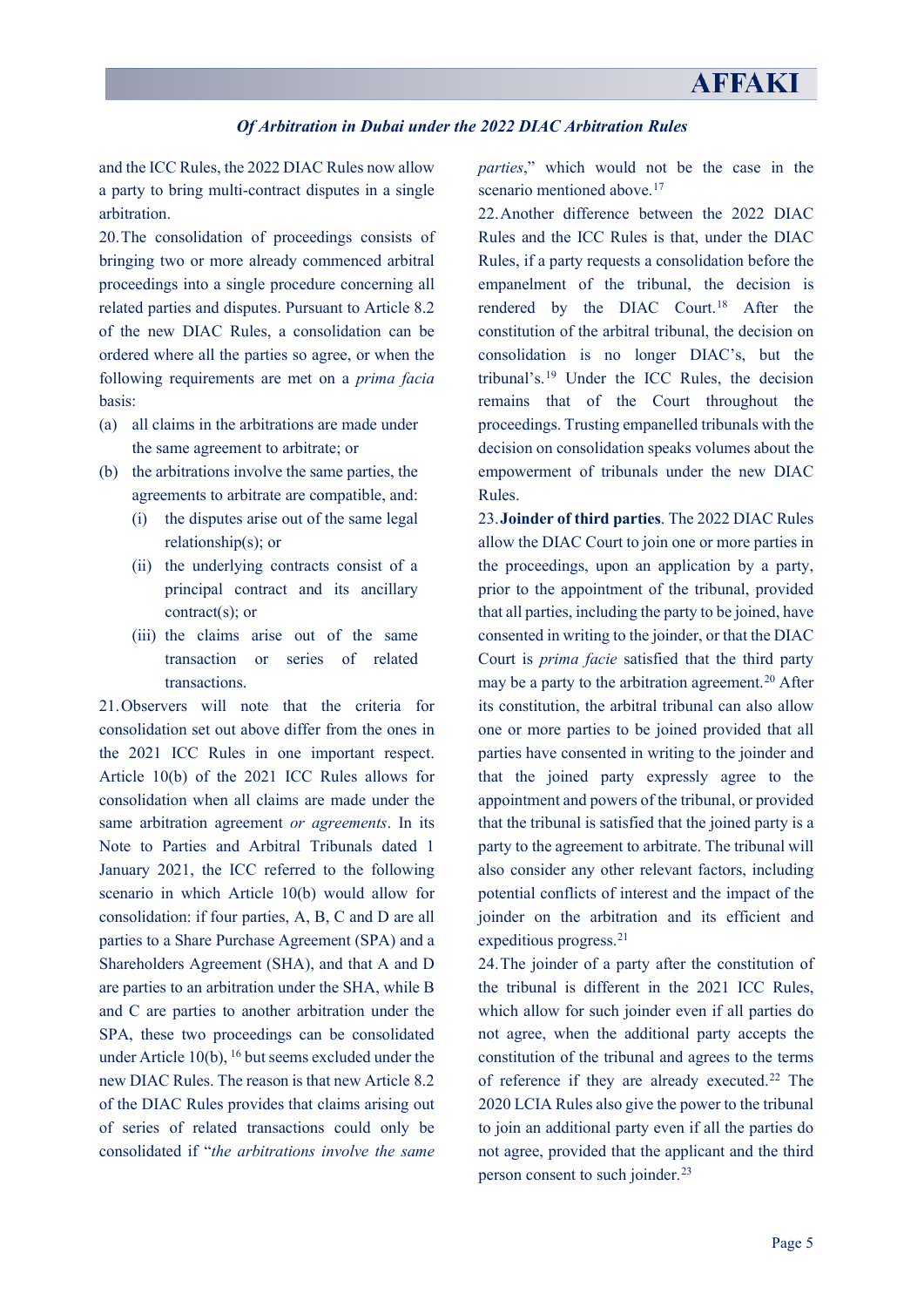and the ICC Rules, the 2022 DIAC Rules now allow a party to bring multi-contract disputes in a single arbitration.

20. The consolidation of proceedings consists of bringing two or more already commenced arbitral proceedings into a single procedure concerning all related parties and disputes. Pursuant to Article 8.2 of the new DIAC Rules, a consolidation can be ordered where all the parties so agree, or when the following requirements are met on a *prima facia* basis:

(a) all claims in the arbitrations are made under the same agreement to arbitrate; or

(b) the arbitrations involve the same parties, the agreements to arbitrate are compatible, and:

   (i) the disputes arise out of the same legal relationship(s); or

   (ii) the underlying contracts consist of a principal contract and its ancillary contract(s); or

   (iii) the claims arise out of the same transaction or series of related transactions.

21. Observers will note that the criteria for consolidation set out above differ from the ones in the 2021 ICC Rules in one important respect. Article 10(b) of the 2021 ICC Rules allows for consolidation when all claims are made under the same arbitration agreement *or agreements*. In its Note to Parties and Arbitral Tribunals dated 1 January 2021, the ICC referred to the following scenario in which Article 10(b) would allow for consolidation: if four parties, A, B, C and D are all parties to a Share Purchase Agreement (SPA) and a Shareholders Agreement (SHA), and that A and D are parties to an arbitration under the SHA, while B and C are parties to another arbitration under the SPA, these two proceedings can be consolidated under Article 10(b), [16] but seems excluded under the new DIAC Rules. The reason is that new Article 8.2 of the DIAC Rules provides that claims arising out of series of related transactions could only be consolidated if "*the arbitrations involve the same parties*," which would not be the case in the scenario mentioned above.[17]

22. Another difference between the 2022 DIAC Rules and the ICC Rules is that, under the DIAC Rules, if a party requests a consolidation before the empanelment of the tribunal, the decision is rendered by the DIAC Court.[18] After the constitution of the arbitral tribunal, the decision on consolidation is no longer DIAC's, but the tribunal's.[19] Under the ICC Rules, the decision remains that of the Court throughout the proceedings. Trusting empanelled tribunals with the decision on consolidation speaks volumes about the empowerment of tribunals under the new DIAC Rules.

23. **Joinder of third parties**. The 2022 DIAC Rules allow the DIAC Court to join one or more parties in the proceedings, upon an application by a party, prior to the appointment of the tribunal, provided that all parties, including the party to be joined, have consented in writing to the joinder, or that the DIAC Court is *prima facie* satisfied that the third party may be a party to the arbitration agreement.[20] After its constitution, the arbitral tribunal can also allow one or more parties to be joined provided that all parties have consented in writing to the joinder and that the joined party expressly agree to the appointment and powers of the tribunal, or provided that the tribunal is satisfied that the joined party is a party to the agreement to arbitrate. The tribunal will also consider any other relevant factors, including potential conflicts of interest and the impact of the joinder on the arbitration and its efficient and expeditious progress.[21]

24. The joinder of a party after the constitution of the tribunal is different in the 2021 ICC Rules, which allow for such joinder even if all parties do not agree, when the additional party accepts the constitution of the tribunal and agrees to the terms of reference if they are already executed.[22] The 2020 LCIA Rules also give the power to the tribunal to join an additional party even if all the parties do not agree, provided that the applicant and the third person consent to such joinder.[23]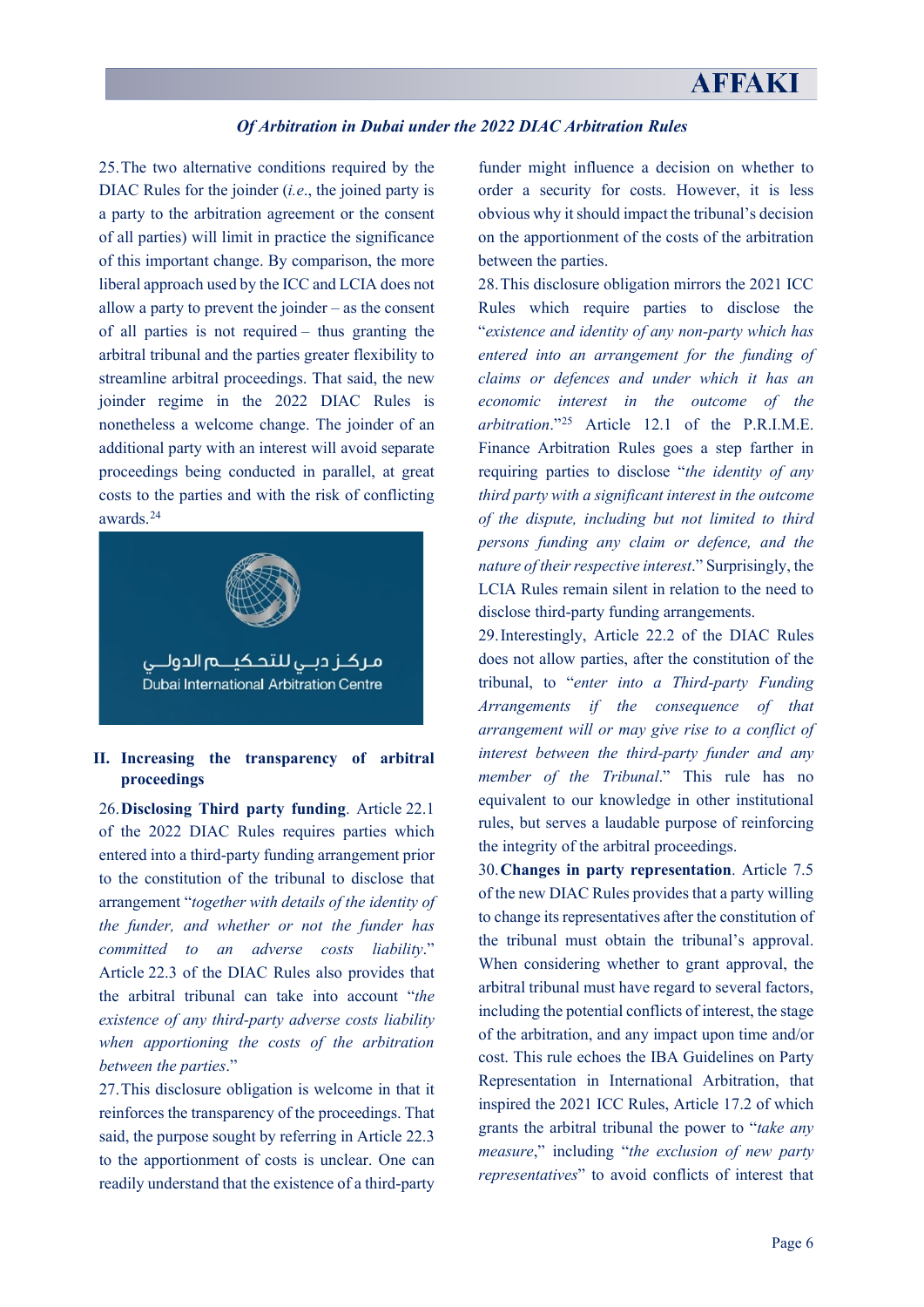25. The two alternative conditions required by the DIAC Rules for the joinder (*i.e*., the joined party is a party to the arbitration agreement or the consent of all parties) will limit in practice the significance of this important change. By comparison, the more liberal approach used by the ICC and LCIA does not allow a party to prevent the joinder – as the consent of all parties is not required – thus granting the arbitral tribunal and the parties greater flexibility to streamline arbitral proceedings. That said, the new joinder regime in the 2022 DIAC Rules is nonetheless a welcome change. The joinder of an additional party with an interest will avoid separate proceedings being conducted in parallel, at great costs to the parties and with the risk of conflicting awards.[24]

## II. Increasing the transparency of arbitral proceedings

26. **Disclosing Third party funding**. Article 22.1 of the 2022 DIAC Rules requires parties which entered into a third-party funding arrangement prior to the constitution of the tribunal to disclose that arrangement "*together with details of the identity of the funder, and whether or not the funder has committed to an adverse costs liability*." Article 22.3 of the DIAC Rules also provides that the arbitral tribunal can take into account "*the existence of any third-party adverse costs liability when apportioning the costs of the arbitration between the parties*."

27. This disclosure obligation is welcome in that it reinforces the transparency of the proceedings. That said, the purpose sought by referring in Article 22.3 to the apportionment of costs is unclear. One can readily understand that the existence of a third-party funder might influence a decision on whether to order a security for costs. However, it is less obvious why it should impact the tribunal's decision on the apportionment of the costs of the arbitration between the parties.

28. This disclosure obligation mirrors the 2021 ICC Rules which require parties to disclose the "*existence and identity of any non-party which has entered into an arrangement for the funding of claims or defences and under which it has an economic interest in the outcome of the arbitration*."[25] Article 12.1 of the P.R.I.M.E. Finance Arbitration Rules goes a step farther in requiring parties to disclose "*the identity of any third party with a significant interest in the outcome of the dispute, including but not limited to third persons funding any claim or defence, and the nature of their respective interest*." Surprisingly, the LCIA Rules remain silent in relation to the need to disclose third-party funding arrangements.

29. Interestingly, Article 22.2 of the DIAC Rules does not allow parties, after the constitution of the tribunal, to "*enter into a Third-party Funding Arrangements if the consequence of that arrangement will or may give rise to a conflict of interest between the third-party funder and any member of the Tribunal*." This rule has no equivalent to our knowledge in other institutional rules, but serves a laudable purpose of reinforcing the integrity of the arbitral proceedings.

30. **Changes in party representation**. Article 7.5 of the new DIAC Rules provides that a party willing to change its representatives after the constitution of the tribunal must obtain the tribunal's approval. When considering whether to grant approval, the arbitral tribunal must have regard to several factors, including the potential conflicts of interest, the stage of the arbitration, and any impact upon time and/or cost. This rule echoes the IBA Guidelines on Party Representation in International Arbitration, that inspired the 2021 ICC Rules, Article 17.2 of which grants the arbitral tribunal the power to "*take any measure*," including "*the exclusion of new party representatives*" to avoid conflicts of interest that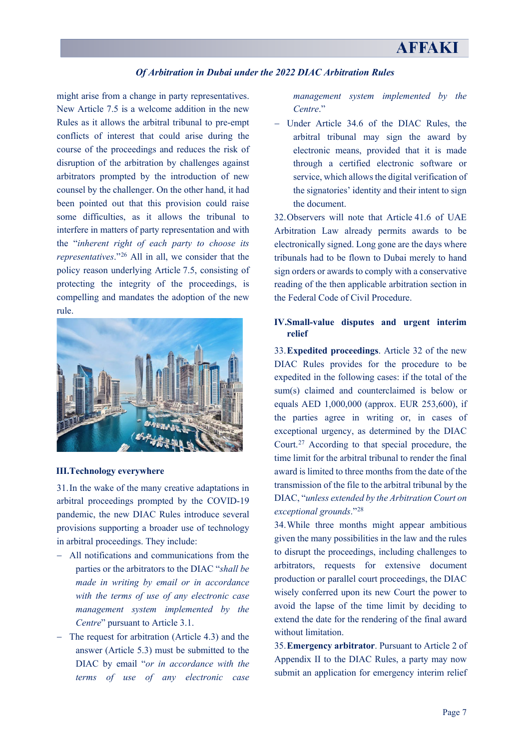might arise from a change in party representatives. New Article 7.5 is a welcome addition in the new Rules as it allows the arbitral tribunal to pre-empt conflicts of interest that could arise during the course of the proceedings and reduces the risk of disruption of the arbitration by challenges against arbitrators prompted by the introduction of new counsel by the challenger. On the other hand, it had been pointed out that this provision could raise some difficulties, as it allows the tribunal to interfere in matters of party representation and with the "*inherent right of each party to choose its representatives*."[26] All in all, we consider that the policy reason underlying Article 7.5, consisting of protecting the integrity of the proceedings, is compelling and mandates the adoption of the new rule.

### III. Technology everywhere

31. In the wake of the many creative adaptations in arbitral proceedings prompted by the COVID-19 pandemic, the new DIAC Rules introduce several provisions supporting a broader use of technology in arbitral proceedings. They include:

- All notifications and communications from the parties or the arbitrators to the DIAC "*shall be made in writing by email or in accordance with the terms of use of any electronic case management system implemented by the Centre*" pursuant to Article 3.1.
- The request for arbitration (Article 4.3) and the answer (Article 5.3) must be submitted to the DIAC by email "*or in accordance with the terms of use of any electronic case management system implemented by the Centre*."
- Under Article 34.6 of the DIAC Rules, the arbitral tribunal may sign the award by electronic means, provided that it is made through a certified electronic software or service, which allows the digital verification of the signatories' identity and their intent to sign the document.

32. Observers will note that Article 41.6 of UAE Arbitration Law already permits awards to be electronically signed. Long gone are the days where tribunals had to be flown to Dubai merely to hand sign orders or awards to comply with a conservative reading of the then applicable arbitration section in the Federal Code of Civil Procedure.

### IV. Small-value disputes and urgent interim relief

33. **Expedited proceedings**. Article 32 of the new DIAC Rules provides for the procedure to be expedited in the following cases: if the total of the sum(s) claimed and counterclaimed is below or equals AED 1,000,000 (approx. EUR 253,600), if the parties agree in writing or, in cases of exceptional urgency, as determined by the DIAC Court.[27] According to that special procedure, the time limit for the arbitral tribunal to render the final award is limited to three months from the date of the transmission of the file to the arbitral tribunal by the DIAC, "*unless extended by the Arbitration Court on exceptional grounds*."[28]

34. While three months might appear ambitious given the many possibilities in the law and the rules to disrupt the proceedings, including challenges to arbitrators, requests for extensive document production or parallel court proceedings, the DIAC wisely conferred upon its new Court the power to avoid the lapse of the time limit by deciding to extend the date for the rendering of the final award without limitation.

35. **Emergency arbitrator**. Pursuant to Article 2 of Appendix II to the DIAC Rules, a party may now submit an application for emergency interim relief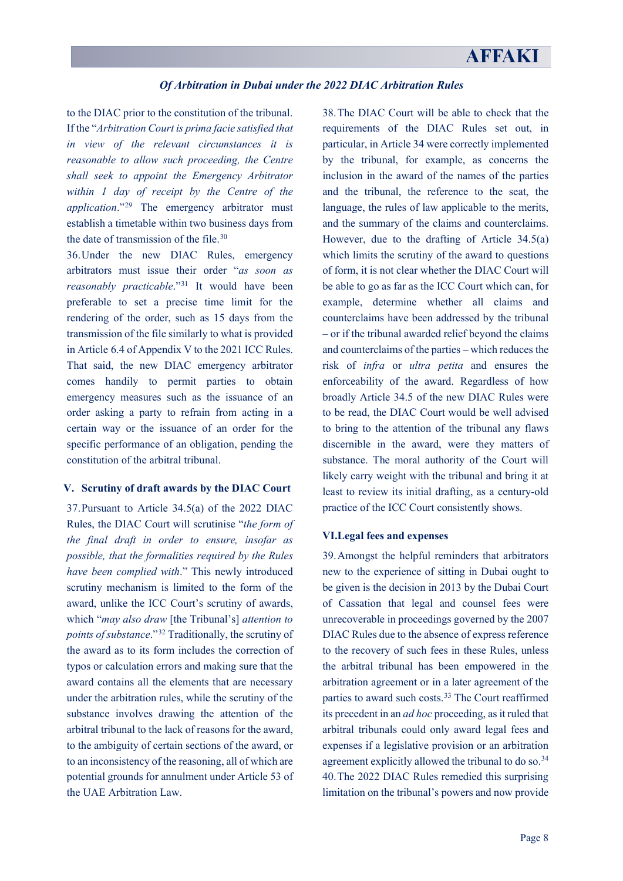to the DIAC prior to the constitution of the tribunal. If the "*Arbitration Court is prima facie satisfied that in view of the relevant circumstances it is reasonable to allow such proceeding, the Centre shall seek to appoint the Emergency Arbitrator within 1 day of receipt by the Centre of the application*."[29] The emergency arbitrator must establish a timetable within two business days from the date of transmission of the file.[30]

36. Under the new DIAC Rules, emergency arbitrators must issue their order "*as soon as reasonably practicable*."[31] It would have been preferable to set a precise time limit for the rendering of the order, such as 15 days from the transmission of the file similarly to what is provided in Article 6.4 of Appendix V to the 2021 ICC Rules. That said, the new DIAC emergency arbitrator comes handily to permit parties to obtain emergency measures such as the issuance of an order asking a party to refrain from acting in a certain way or the issuance of an order for the specific performance of an obligation, pending the constitution of the arbitral tribunal.

## V. Scrutiny of draft awards by the DIAC Court

37. Pursuant to Article 34.5(a) of the 2022 DIAC Rules, the DIAC Court will scrutinise "*the form of the final draft in order to ensure, insofar as possible, that the formalities required by the Rules have been complied with*." This newly introduced scrutiny mechanism is limited to the form of the award, unlike the ICC Court's scrutiny of awards, which "*may also draw* [the Tribunal's] *attention to points of substance*."[32] Traditionally, the scrutiny of the award as to its form includes the correction of typos or calculation errors and making sure that the award contains all the elements that are necessary under the arbitration rules, while the scrutiny of the substance involves drawing the attention of the arbitral tribunal to the lack of reasons for the award, to the ambiguity of certain sections of the award, or to an inconsistency of the reasoning, all of which are potential grounds for annulment under Article 53 of the UAE Arbitration Law.

38. The DIAC Court will be able to check that the requirements of the DIAC Rules set out, in particular, in Article 34 were correctly implemented by the tribunal, for example, as concerns the inclusion in the award of the names of the parties and the tribunal, the reference to the seat, the language, the rules of law applicable to the merits, and the summary of the claims and counterclaims. However, due to the drafting of Article 34.5(a) which limits the scrutiny of the award to questions of form, it is not clear whether the DIAC Court will be able to go as far as the ICC Court which can, for example, determine whether all claims and counterclaims have been addressed by the tribunal – or if the tribunal awarded relief beyond the claims and counterclaims of the parties – which reduces the risk of *infra* or *ultra petita* and ensures the enforceability of the award. Regardless of how broadly Article 34.5 of the new DIAC Rules were to be read, the DIAC Court would be well advised to bring to the attention of the tribunal any flaws discernible in the award, were they matters of substance. The moral authority of the Court will likely carry weight with the tribunal and bring it at least to review its initial drafting, as a century-old practice of the ICC Court consistently shows.

## VI. Legal fees and expenses

39. Amongst the helpful reminders that arbitrators new to the experience of sitting in Dubai ought to be given is the decision in 2013 by the Dubai Court of Cassation that legal and counsel fees were unrecoverable in proceedings governed by the 2007 DIAC Rules due to the absence of express reference to the recovery of such fees in these Rules, unless the arbitral tribunal has been empowered in the arbitration agreement or in a later agreement of the parties to award such costs.[33] The Court reaffirmed its precedent in an *ad hoc* proceeding, as it ruled that arbitral tribunals could only award legal fees and expenses if a legislative provision or an arbitration agreement explicitly allowed the tribunal to do so.[34]

40. The 2022 DIAC Rules remedied this surprising limitation on the tribunal's powers and now provide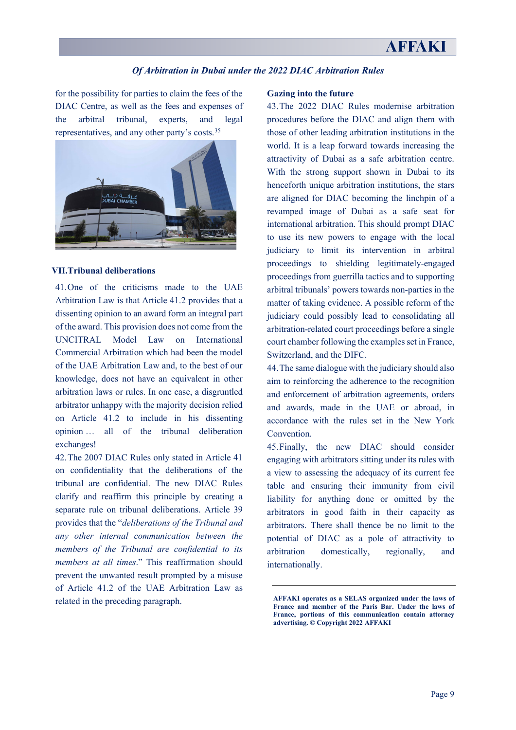for the possibility for parties to claim the fees of the DIAC Centre, as well as the fees and expenses of the arbitral tribunal, experts, and legal representatives, and any other party's costs.[35]

## VII. Tribunal deliberations

41. One of the criticisms made to the UAE Arbitration Law is that Article 41.2 provides that a dissenting opinion to an award form an integral part of the award. This provision does not come from the UNCITRAL Model Law on International Commercial Arbitration which had been the model of the UAE Arbitration Law and, to the best of our knowledge, does not have an equivalent in other arbitration laws or rules. In one case, a disgruntled arbitrator unhappy with the majority decision relied on Article 41.2 to include in his dissenting opinion … all of the tribunal deliberation exchanges!

42. The 2007 DIAC Rules only stated in Article 41 on confidentiality that the deliberations of the tribunal are confidential. The new DIAC Rules clarify and reaffirm this principle by creating a separate rule on tribunal deliberations. Article 39 provides that the "*deliberations of the Tribunal and any other internal communication between the members of the Tribunal are confidential to its members at all times*." This reaffirmation should prevent the unwanted result prompted by a misuse of Article 41.2 of the UAE Arbitration Law as related in the preceding paragraph.

## Gazing into the future

43. The 2022 DIAC Rules modernise arbitration procedures before the DIAC and align them with those of other leading arbitration institutions in the world. It is a leap forward towards increasing the attractivity of Dubai as a safe arbitration centre. With the strong support shown in Dubai to its henceforth unique arbitration institutions, the stars are aligned for DIAC becoming the linchpin of a revamped image of Dubai as a safe seat for international arbitration. This should prompt DIAC to use its new powers to engage with the local judiciary to limit its intervention in arbitral proceedings to shielding legitimately-engaged proceedings from guerrilla tactics and to supporting arbitral tribunals' powers towards non-parties in the matter of taking evidence. A possible reform of the judiciary could possibly lead to consolidating all arbitration-related court proceedings before a single court chamber following the examples set in France, Switzerland, and the DIFC.

44. The same dialogue with the judiciary should also aim to reinforcing the adherence to the recognition and enforcement of arbitration agreements, orders and awards, made in the UAE or abroad, in accordance with the rules set in the New York Convention.

45. Finally, the new DIAC should consider engaging with arbitrators sitting under its rules with a view to assessing the adequacy of its current fee table and ensuring their immunity from civil liability for anything done or omitted by the arbitrators in good faith in their capacity as arbitrators. There shall thence be no limit to the potential of DIAC as a pole of attractivity to arbitration domestically, regionally, and internationally.

---

**AFFAKI operates as a SELAS organized under the laws of France and member of the Paris Bar. Under the laws of France, portions of this communication contain attorney advertising. © Copyright 2022 AFFAKI**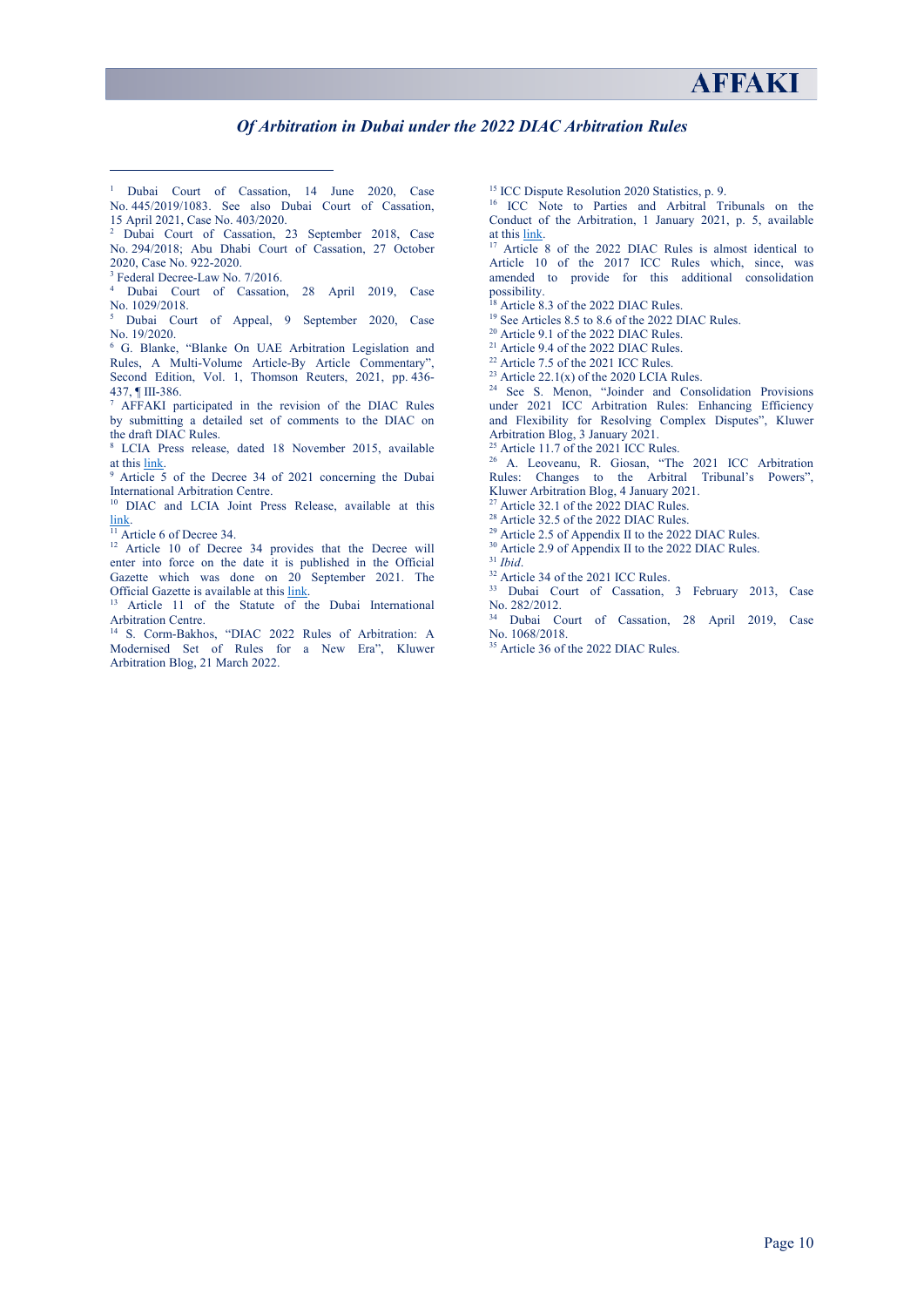[1] Dubai Court of Cassation, 14 June 2020, Case No. 445/2019/1083. See also Dubai Court of Cassation, 15 April 2021, Case No. 403/2020.

[2] Dubai Court of Cassation, 23 September 2018, Case No. 294/2018; Abu Dhabi Court of Cassation, 27 October 2020, Case No. 922-2020.

[3] Federal Decree-Law No. 7/2016.

[4] Dubai Court of Cassation, 28 April 2019, Case No. 1029/2018.

[5] Dubai Court of Appeal, 9 September 2020, Case No. 19/2020.

[6] G. Blanke, "Blanke On UAE Arbitration Legislation and Rules, A Multi-Volume Article-By Article Commentary", Second Edition, Vol. 1, Thomson Reuters, 2021, pp. 436-437, ¶ III-386.

[7] AFFAKI participated in the revision of the DIAC Rules by submitting a detailed set of comments to the DIAC on the draft DIAC Rules.

[8] LCIA Press release, dated 18 November 2015, available at this link.

[9] Article 5 of the Decree 34 of 2021 concerning the Dubai International Arbitration Centre.

[10] DIAC and LCIA Joint Press Release, available at this link.

[11] Article 6 of Decree 34.

[12] Article 10 of Decree 34 provides that the Decree will enter into force on the date it is published in the Official Gazette which was done on 20 September 2021. The Official Gazette is available at this link.

[13] Article 11 of the Statute of the Dubai International Arbitration Centre.

[14] S. Corm-Bakhos, "DIAC 2022 Rules of Arbitration: A Modernised Set of Rules for a New Era", Kluwer Arbitration Blog, 21 March 2022.

[15] ICC Dispute Resolution 2020 Statistics, p. 9.

[16] ICC Note to Parties and Arbitral Tribunals on the Conduct of the Arbitration, 1 January 2021, p. 5, available at this link.

[17] Article 8 of the 2022 DIAC Rules is almost identical to Article 10 of the 2017 ICC Rules which, since, was amended to provide for this additional consolidation possibility.

[18] Article 8.3 of the 2022 DIAC Rules.

[19] See Articles 8.5 to 8.6 of the 2022 DIAC Rules.

[20] Article 9.1 of the 2022 DIAC Rules.

[21] Article 9.4 of the 2022 DIAC Rules.

[22] Article 7.5 of the 2021 ICC Rules.

[23] Article 22.1(x) of the 2020 LCIA Rules.

[24] See S. Menon, "Joinder and Consolidation Provisions under 2021 ICC Arbitration Rules: Enhancing Efficiency and Flexibility for Resolving Complex Disputes", Kluwer Arbitration Blog, 3 January 2021.

[25] Article 11.7 of the 2021 ICC Rules.

[26] A. Leoveanu, R. Giosan, "The 2021 ICC Arbitration Rules: Changes to the Arbitral Tribunal's Powers", Kluwer Arbitration Blog, 4 January 2021.

[27] Article 32.1 of the 2022 DIAC Rules.

[28] Article 32.5 of the 2022 DIAC Rules.

[29] Article 2.5 of Appendix II to the 2022 DIAC Rules.

[30] Article 2.9 of Appendix II to the 2022 DIAC Rules.

[31] *Ibid*.

[32] Article 34 of the 2021 ICC Rules.

[33] Dubai Court of Cassation, 3 February 2013, Case No. 282/2012.

[34] Dubai Court of Cassation, 28 April 2019, Case No. 1068/2018.

[35] Article 36 of the 2022 DIAC Rules.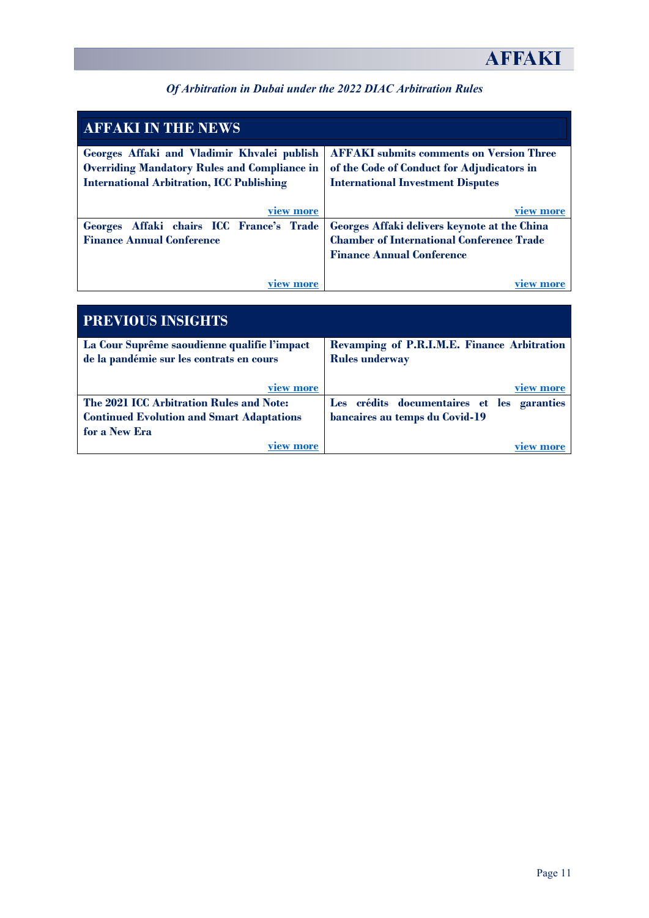## AFFAKI IN THE NEWS

| | |
|---|---|
| **Georges Affaki and Vladimir Khvalei publish Overriding Mandatory Rules and Compliance in International Arbitration, ICC Publishing** [view more] | **AFFAKI submits comments on Version Three of the Code of Conduct for Adjudicators in International Investment Disputes** [view more] |
| **Georges Affaki chairs ICC France's Trade Finance Annual Conference** [view more] | **Georges Affaki delivers keynote at the China Chamber of International Conference Trade Finance Annual Conference** [view more] |

## PREVIOUS INSIGHTS

| | |
|---|---|
| **La Cour Suprême saoudienne qualifie l'impact de la pandémie sur les contrats en cours** [view more] | **Revamping of P.R.I.M.E. Finance Arbitration Rules underway** [view more] |
| **The 2021 ICC Arbitration Rules and Note: Continued Evolution and Smart Adaptations for a New Era** [view more] | **Les crédits documentaires et les garanties bancaires au temps du Covid-19** [view more] |